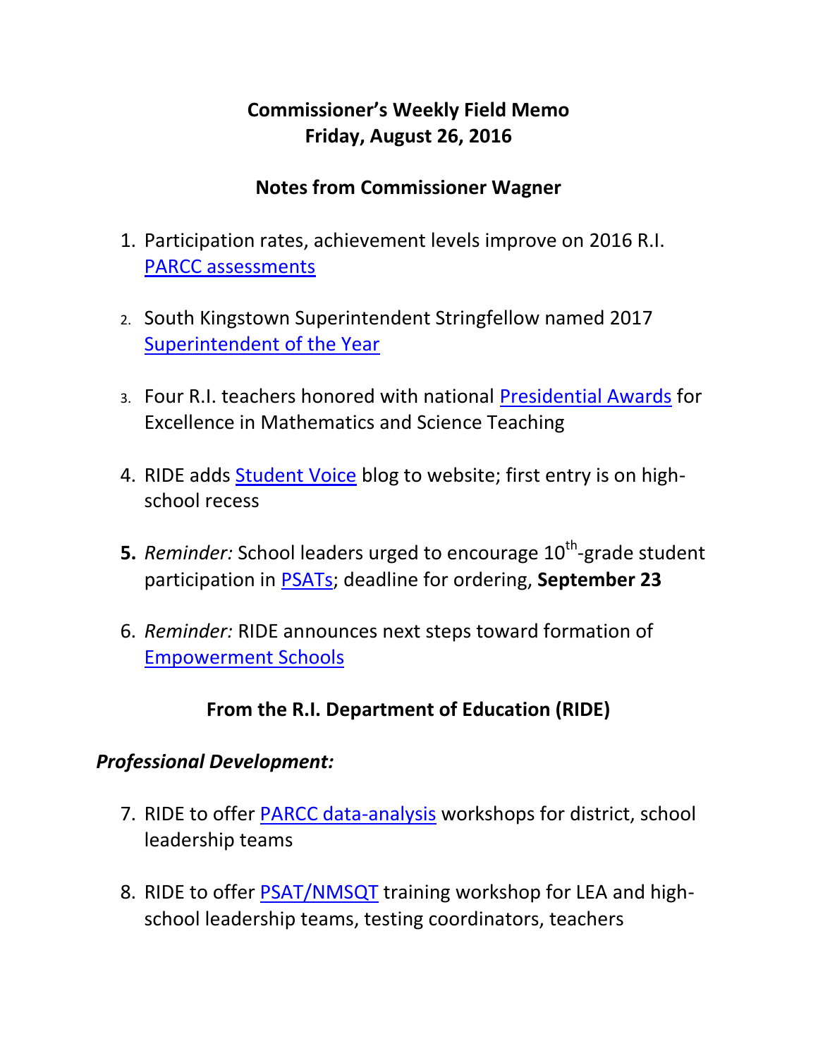# Commissioner's Weekly Field Memo
# Friday, August 26, 2016

## Notes from Commissioner Wagner

1. Participation rates, achievement levels improve on 2016 R.I. PARCC assessments

2. South Kingstown Superintendent Stringfellow named 2017 Superintendent of the Year

3. Four R.I. teachers honored with national Presidential Awards for Excellence in Mathematics and Science Teaching

4. RIDE adds Student Voice blog to website; first entry is on high-school recess

5. *Reminder:* School leaders urged to encourage 10th-grade student participation in PSATs; deadline for ordering, **September 23**

6. *Reminder:* RIDE announces next steps toward formation of Empowerment Schools

## From the R.I. Department of Education (RIDE)

### *Professional Development:*

7. RIDE to offer PARCC data-analysis workshops for district, school leadership teams

8. RIDE to offer PSAT/NMSQT training workshop for LEA and high-school leadership teams, testing coordinators, teachers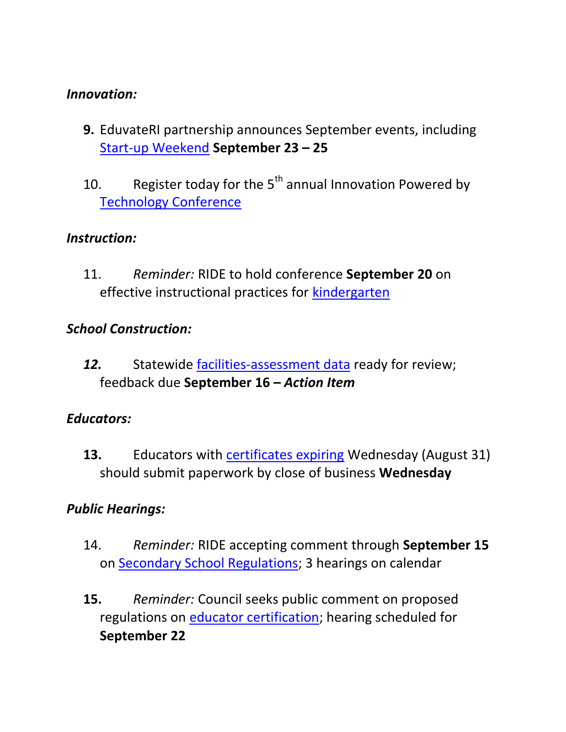***Innovation:***

**9.** EduvateRI partnership announces September events, including Start-up Weekend **September 23 – 25**

10. Register today for the 5th annual Innovation Powered by Technology Conference

***Instruction:***

11. *Reminder:* RIDE to hold conference **September 20** on effective instructional practices for kindergarten

***School Construction:***

***12.*** Statewide facilities-assessment data ready for review; feedback due **September 16 –** ***Action Item***

***Educators:***

**13.** Educators with certificates expiring Wednesday (August 31) should submit paperwork by close of business **Wednesday**

***Public Hearings:***

14. *Reminder:* RIDE accepting comment through **September 15** on Secondary School Regulations; 3 hearings on calendar

**15.** *Reminder:* Council seeks public comment on proposed regulations on educator certification; hearing scheduled for **September 22**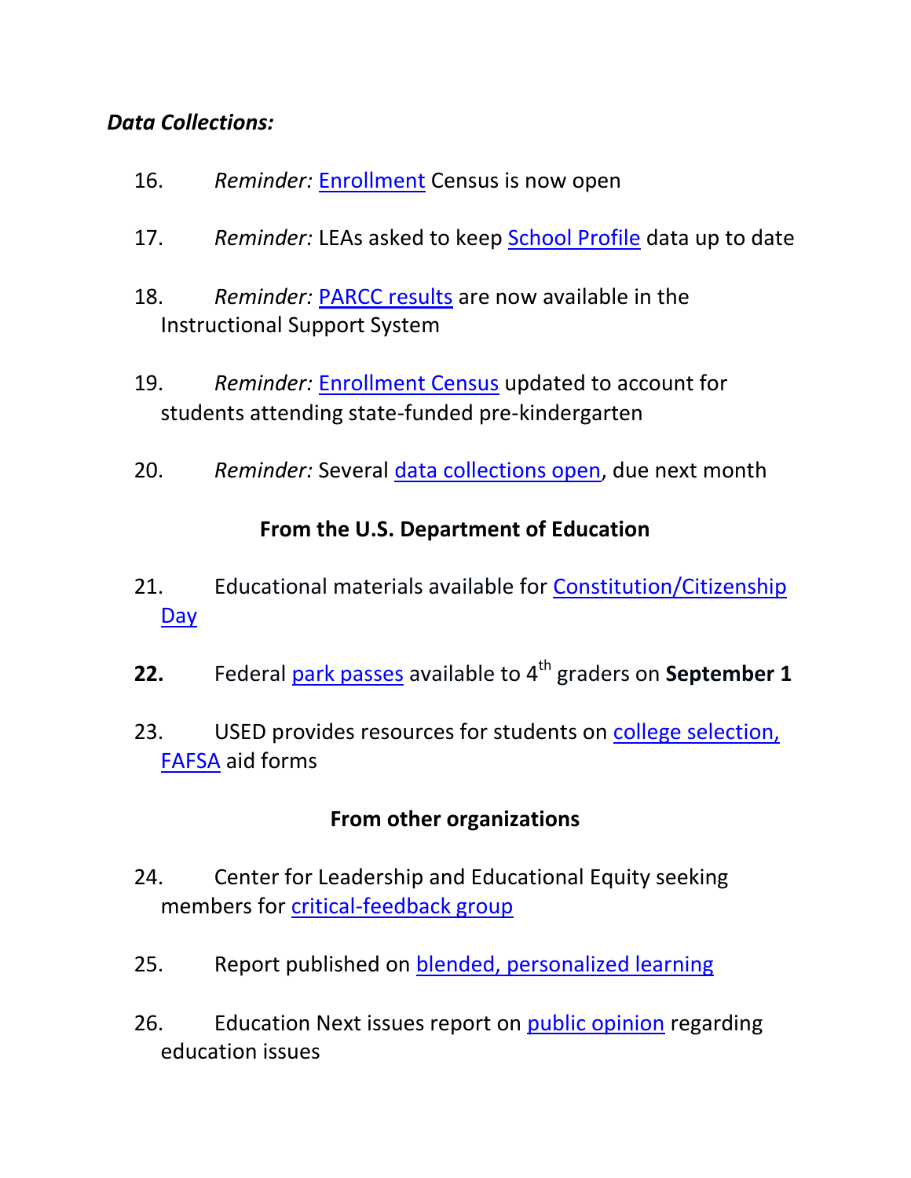***Data Collections:***

16. *Reminder:* Enrollment Census is now open

17. *Reminder:* LEAs asked to keep School Profile data up to date

18. *Reminder:* PARCC results are now available in the Instructional Support System

19. *Reminder:* Enrollment Census updated to account for students attending state-funded pre-kindergarten

20. *Reminder:* Several data collections open, due next month

**From the U.S. Department of Education**

21. Educational materials available for Constitution/Citizenship Day

**22.** Federal park passes available to 4th graders on **September 1**

23. USED provides resources for students on college selection, FAFSA aid forms

**From other organizations**

24. Center for Leadership and Educational Equity seeking members for critical-feedback group

25. Report published on blended, personalized learning

26. Education Next issues report on public opinion regarding education issues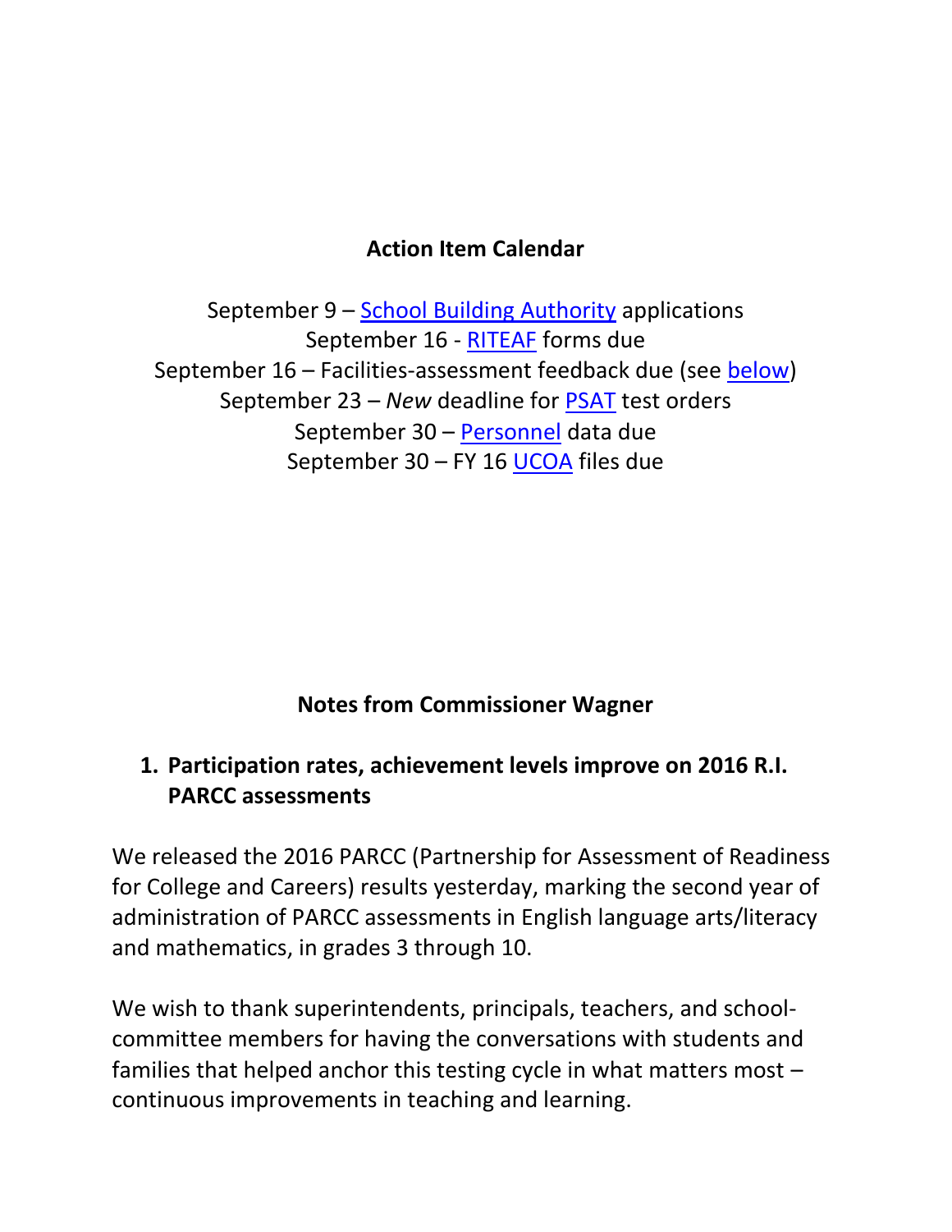## Action Item Calendar

September 9 – School Building Authority applications
September 16 - RITEAF forms due
September 16 – Facilities-assessment feedback due (see below)
September 23 – *New* deadline for PSAT test orders
September 30 – Personnel data due
September 30 – FY 16 UCOA files due

## Notes from Commissioner Wagner

### 1. Participation rates, achievement levels improve on 2016 R.I. PARCC assessments

We released the 2016 PARCC (Partnership for Assessment of Readiness for College and Careers) results yesterday, marking the second year of administration of PARCC assessments in English language arts/literacy and mathematics, in grades 3 through 10.

We wish to thank superintendents, principals, teachers, and school-committee members for having the conversations with students and families that helped anchor this testing cycle in what matters most – continuous improvements in teaching and learning.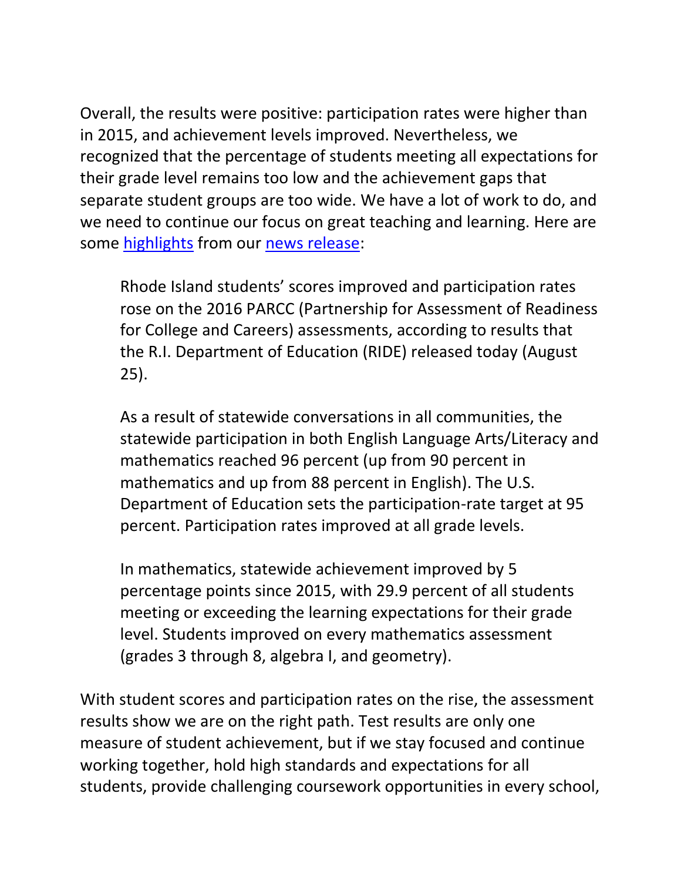Overall, the results were positive: participation rates were higher than in 2015, and achievement levels improved. Nevertheless, we recognized that the percentage of students meeting all expectations for their grade level remains too low and the achievement gaps that separate student groups are too wide. We have a lot of work to do, and we need to continue our focus on great teaching and learning. Here are some highlights from our news release:

> Rhode Island students' scores improved and participation rates rose on the 2016 PARCC (Partnership for Assessment of Readiness for College and Careers) assessments, according to results that the R.I. Department of Education (RIDE) released today (August 25).
>
> As a result of statewide conversations in all communities, the statewide participation in both English Language Arts/Literacy and mathematics reached 96 percent (up from 90 percent in mathematics and up from 88 percent in English). The U.S. Department of Education sets the participation-rate target at 95 percent. Participation rates improved at all grade levels.
>
> In mathematics, statewide achievement improved by 5 percentage points since 2015, with 29.9 percent of all students meeting or exceeding the learning expectations for their grade level. Students improved on every mathematics assessment (grades 3 through 8, algebra I, and geometry).

With student scores and participation rates on the rise, the assessment results show we are on the right path. Test results are only one measure of student achievement, but if we stay focused and continue working together, hold high standards and expectations for all students, provide challenging coursework opportunities in every school,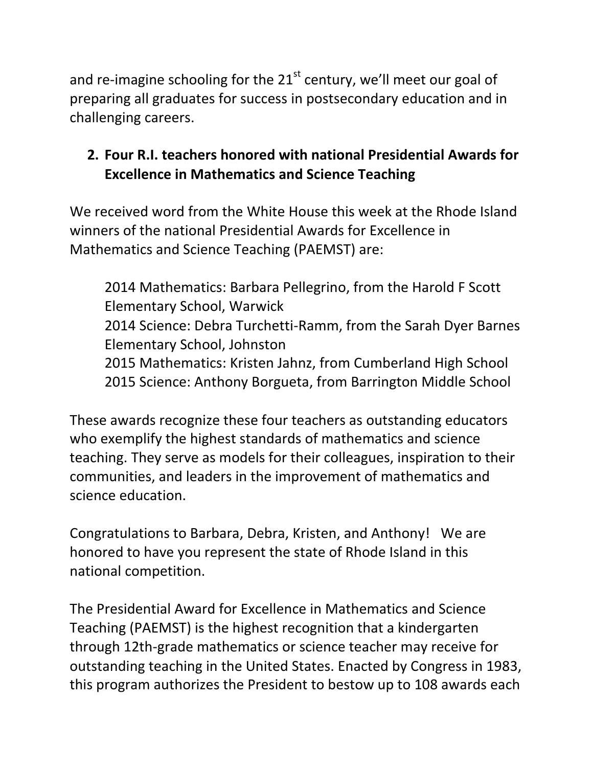and re-imagine schooling for the 21st century, we'll meet our goal of preparing all graduates for success in postsecondary education and in challenging careers.

## 2. Four R.I. teachers honored with national Presidential Awards for Excellence in Mathematics and Science Teaching

We received word from the White House this week at the Rhode Island winners of the national Presidential Awards for Excellence in Mathematics and Science Teaching (PAEMST) are:

> 2014 Mathematics: Barbara Pellegrino, from the Harold F Scott Elementary School, Warwick
> 2014 Science: Debra Turchetti-Ramm, from the Sarah Dyer Barnes Elementary School, Johnston
> 2015 Mathematics: Kristen Jahnz, from Cumberland High School
> 2015 Science: Anthony Borgueta, from Barrington Middle School

These awards recognize these four teachers as outstanding educators who exemplify the highest standards of mathematics and science teaching. They serve as models for their colleagues, inspiration to their communities, and leaders in the improvement of mathematics and science education.

Congratulations to Barbara, Debra, Kristen, and Anthony! We are honored to have you represent the state of Rhode Island in this national competition.

The Presidential Award for Excellence in Mathematics and Science Teaching (PAEMST) is the highest recognition that a kindergarten through 12th-grade mathematics or science teacher may receive for outstanding teaching in the United States. Enacted by Congress in 1983, this program authorizes the President to bestow up to 108 awards each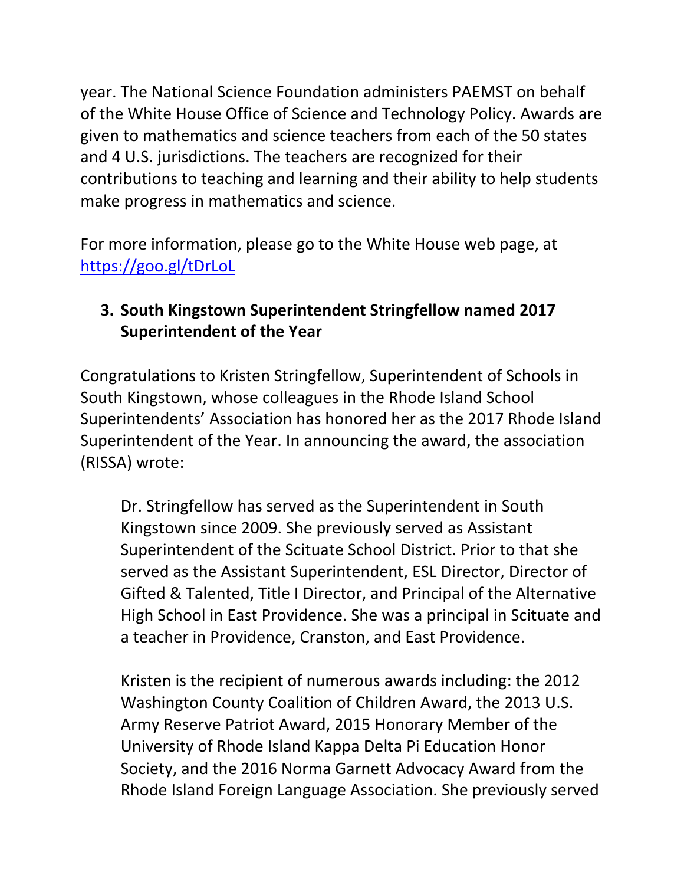year. The National Science Foundation administers PAEMST on behalf of the White House Office of Science and Technology Policy. Awards are given to mathematics and science teachers from each of the 50 states and 4 U.S. jurisdictions. The teachers are recognized for their contributions to teaching and learning and their ability to help students make progress in mathematics and science.

For more information, please go to the White House web page, at https://goo.gl/tDrLoL

3. **South Kingstown Superintendent Stringfellow named 2017 Superintendent of the Year**

Congratulations to Kristen Stringfellow, Superintendent of Schools in South Kingstown, whose colleagues in the Rhode Island School Superintendents' Association has honored her as the 2017 Rhode Island Superintendent of the Year. In announcing the award, the association (RISSA) wrote:

> Dr. Stringfellow has served as the Superintendent in South Kingstown since 2009. She previously served as Assistant Superintendent of the Scituate School District. Prior to that she served as the Assistant Superintendent, ESL Director, Director of Gifted & Talented, Title I Director, and Principal of the Alternative High School in East Providence. She was a principal in Scituate and a teacher in Providence, Cranston, and East Providence.
>
> Kristen is the recipient of numerous awards including: the 2012 Washington County Coalition of Children Award, the 2013 U.S. Army Reserve Patriot Award, 2015 Honorary Member of the University of Rhode Island Kappa Delta Pi Education Honor Society, and the 2016 Norma Garnett Advocacy Award from the Rhode Island Foreign Language Association. She previously served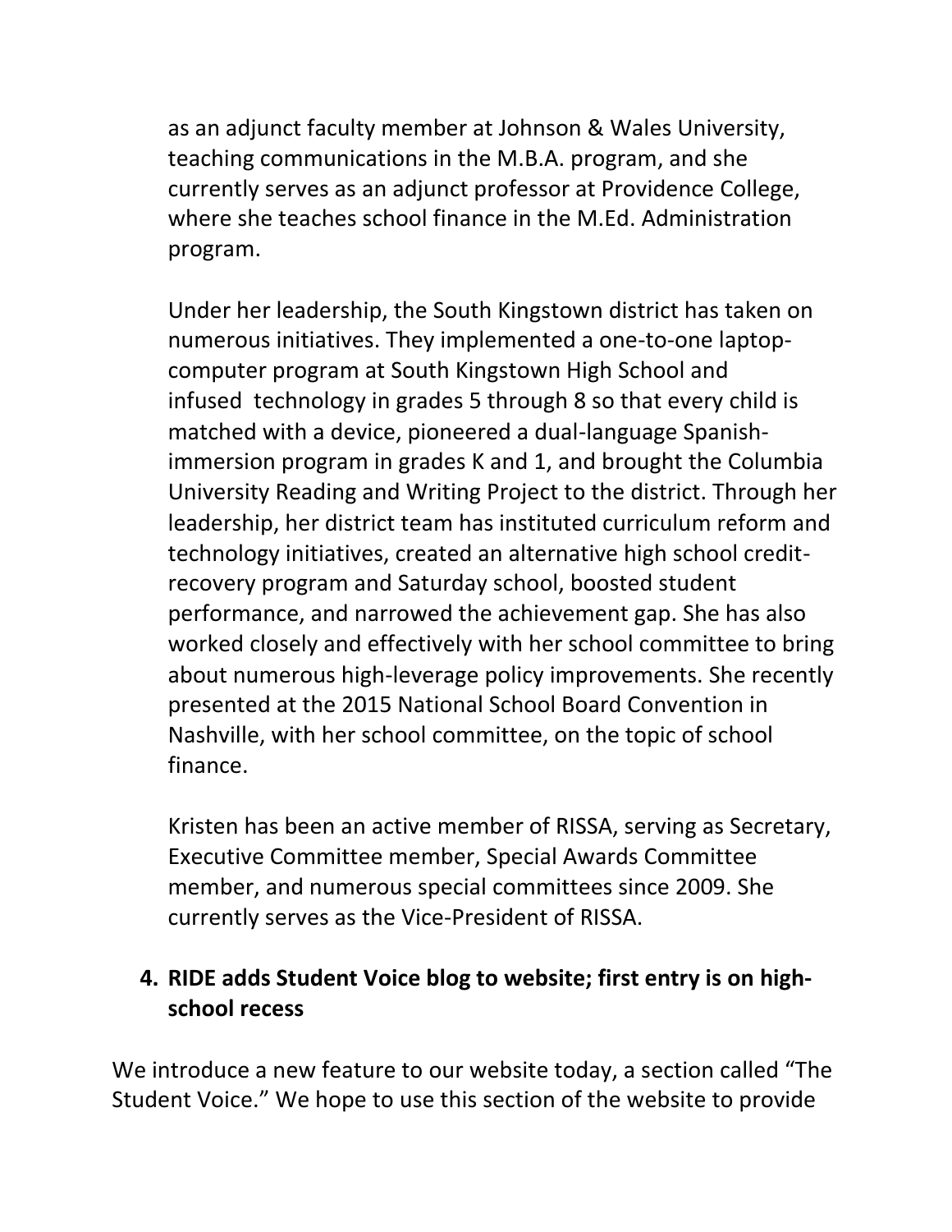as an adjunct faculty member at Johnson & Wales University, teaching communications in the M.B.A. program, and she currently serves as an adjunct professor at Providence College, where she teaches school finance in the M.Ed. Administration program.

Under her leadership, the South Kingstown district has taken on numerous initiatives. They implemented a one-to-one laptop-computer program at South Kingstown High School and infused technology in grades 5 through 8 so that every child is matched with a device, pioneered a dual-language Spanish-immersion program in grades K and 1, and brought the Columbia University Reading and Writing Project to the district. Through her leadership, her district team has instituted curriculum reform and technology initiatives, created an alternative high school credit-recovery program and Saturday school, boosted student performance, and narrowed the achievement gap. She has also worked closely and effectively with her school committee to bring about numerous high-leverage policy improvements. She recently presented at the 2015 National School Board Convention in Nashville, with her school committee, on the topic of school finance.

Kristen has been an active member of RISSA, serving as Secretary, Executive Committee member, Special Awards Committee member, and numerous special committees since 2009. She currently serves as the Vice-President of RISSA.

4. **RIDE adds Student Voice blog to website; first entry is on high-school recess**

We introduce a new feature to our website today, a section called "The Student Voice." We hope to use this section of the website to provide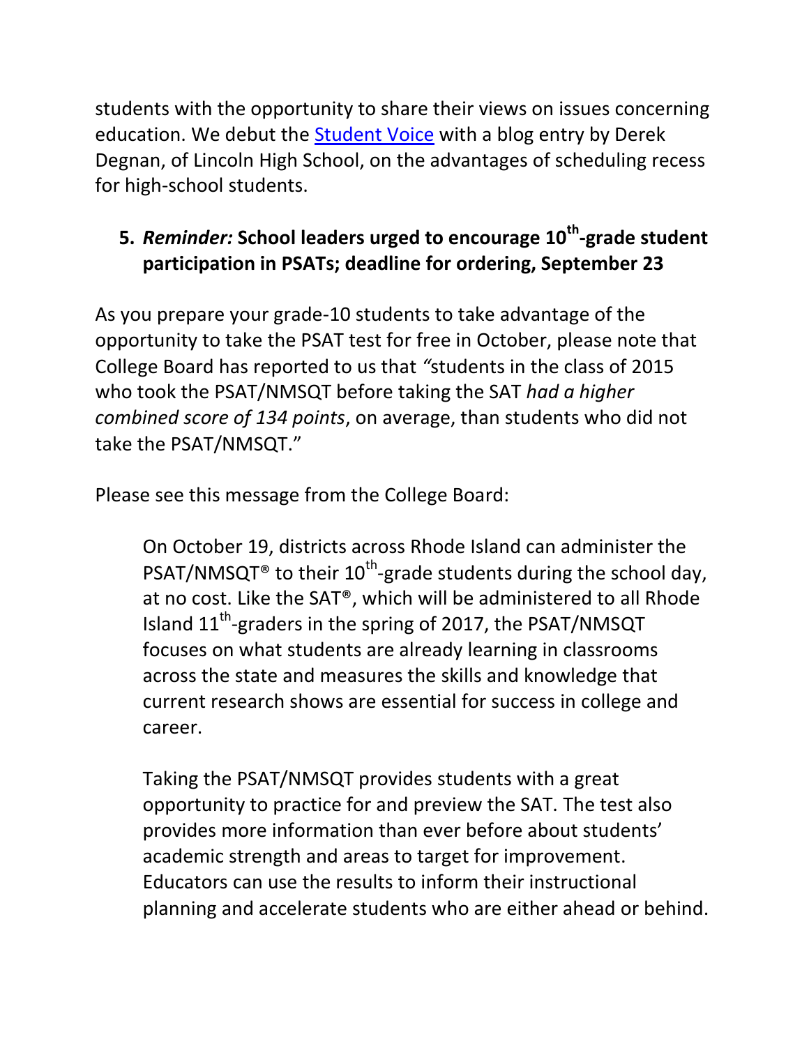students with the opportunity to share their views on issues concerning education. We debut the Student Voice with a blog entry by Derek Degnan, of Lincoln High School, on the advantages of scheduling recess for high-school students.

5. ***Reminder:*** **School leaders urged to encourage 10th-grade student participation in PSATs; deadline for ordering, September 23**

As you prepare your grade-10 students to take advantage of the opportunity to take the PSAT test for free in October, please note that College Board has reported to us that *"*students in the class of 2015 who took the PSAT/NMSQT before taking the SAT *had a higher combined score of 134 points*, on average, than students who did not take the PSAT/NMSQT."

Please see this message from the College Board:

> On October 19, districts across Rhode Island can administer the PSAT/NMSQT® to their 10th-grade students during the school day, at no cost. Like the SAT®, which will be administered to all Rhode Island 11th-graders in the spring of 2017, the PSAT/NMSQT focuses on what students are already learning in classrooms across the state and measures the skills and knowledge that current research shows are essential for success in college and career.
>
> Taking the PSAT/NMSQT provides students with a great opportunity to practice for and preview the SAT. The test also provides more information than ever before about students' academic strength and areas to target for improvement. Educators can use the results to inform their instructional planning and accelerate students who are either ahead or behind.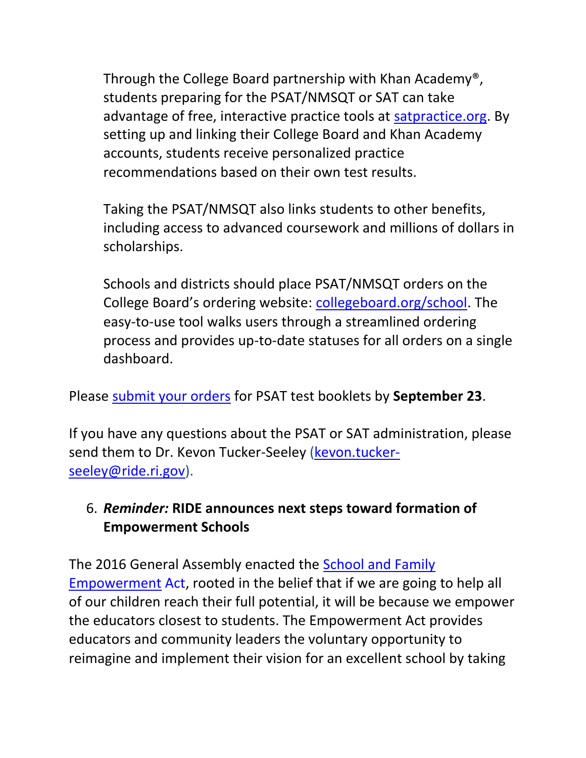Through the College Board partnership with Khan Academy®, students preparing for the PSAT/NMSQT or SAT can take advantage of free, interactive practice tools at satpractice.org. By setting up and linking their College Board and Khan Academy accounts, students receive personalized practice recommendations based on their own test results.

Taking the PSAT/NMSQT also links students to other benefits, including access to advanced coursework and millions of dollars in scholarships.

Schools and districts should place PSAT/NMSQT orders on the College Board's ordering website: collegeboard.org/school. The easy-to-use tool walks users through a streamlined ordering process and provides up-to-date statuses for all orders on a single dashboard.

Please submit your orders for PSAT test booklets by **September 23**.

If you have any questions about the PSAT or SAT administration, please send them to Dr. Kevon Tucker-Seeley (kevon.tucker-seeley@ride.ri.gov).

6. ***Reminder:* RIDE announces next steps toward formation of Empowerment Schools**

The 2016 General Assembly enacted the School and Family Empowerment Act, rooted in the belief that if we are going to help all of our children reach their full potential, it will be because we empower the educators closest to students. The Empowerment Act provides educators and community leaders the voluntary opportunity to reimagine and implement their vision for an excellent school by taking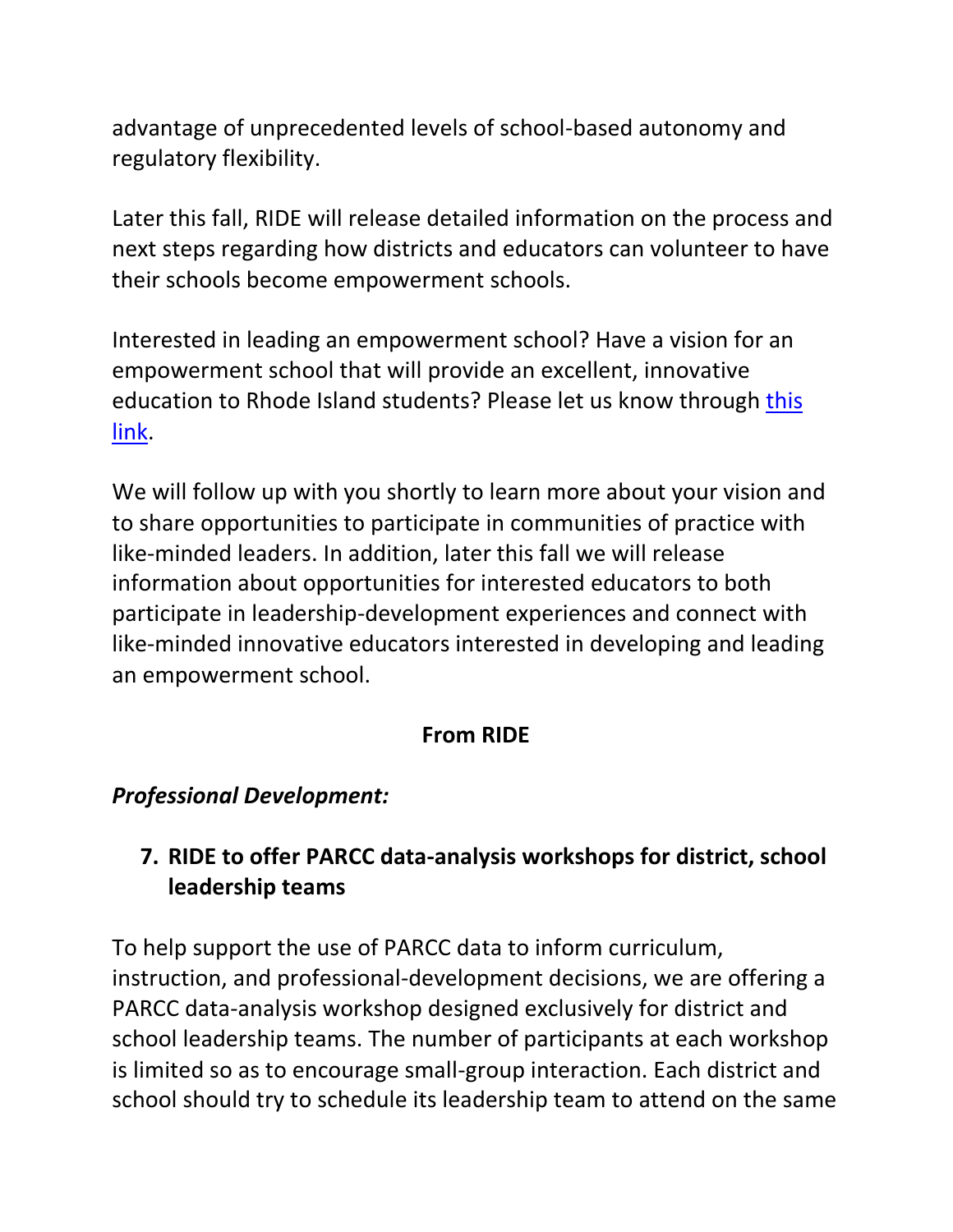advantage of unprecedented levels of school-based autonomy and regulatory flexibility.

Later this fall, RIDE will release detailed information on the process and next steps regarding how districts and educators can volunteer to have their schools become empowerment schools.

Interested in leading an empowerment school? Have a vision for an empowerment school that will provide an excellent, innovative education to Rhode Island students? Please let us know through this link.

We will follow up with you shortly to learn more about your vision and to share opportunities to participate in communities of practice with like-minded leaders. In addition, later this fall we will release information about opportunities for interested educators to both participate in leadership-development experiences and connect with like-minded innovative educators interested in developing and leading an empowerment school.

**From RIDE**

***Professional Development:***

7. **RIDE to offer PARCC data-analysis workshops for district, school leadership teams**

To help support the use of PARCC data to inform curriculum, instruction, and professional-development decisions, we are offering a PARCC data-analysis workshop designed exclusively for district and school leadership teams. The number of participants at each workshop is limited so as to encourage small-group interaction. Each district and school should try to schedule its leadership team to attend on the same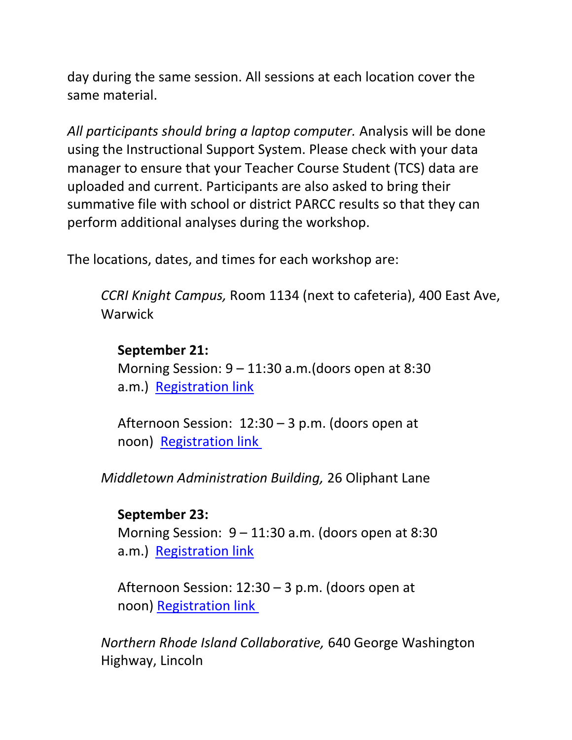day during the same session. All sessions at each location cover the same material.

*All participants should bring a laptop computer.* Analysis will be done using the Instructional Support System. Please check with your data manager to ensure that your Teacher Course Student (TCS) data are uploaded and current. Participants are also asked to bring their summative file with school or district PARCC results so that they can perform additional analyses during the workshop.

The locations, dates, and times for each workshop are:

*CCRI Knight Campus,* Room 1134 (next to cafeteria), 400 East Ave, Warwick

**September 21:**
Morning Session: 9 – 11:30 a.m.(doors open at 8:30 a.m.) Registration link

Afternoon Session: 12:30 – 3 p.m. (doors open at noon) Registration link

*Middletown Administration Building,* 26 Oliphant Lane

**September 23:**
Morning Session: 9 – 11:30 a.m. (doors open at 8:30 a.m.) Registration link

Afternoon Session: 12:30 – 3 p.m. (doors open at noon) Registration link

*Northern Rhode Island Collaborative,* 640 George Washington Highway, Lincoln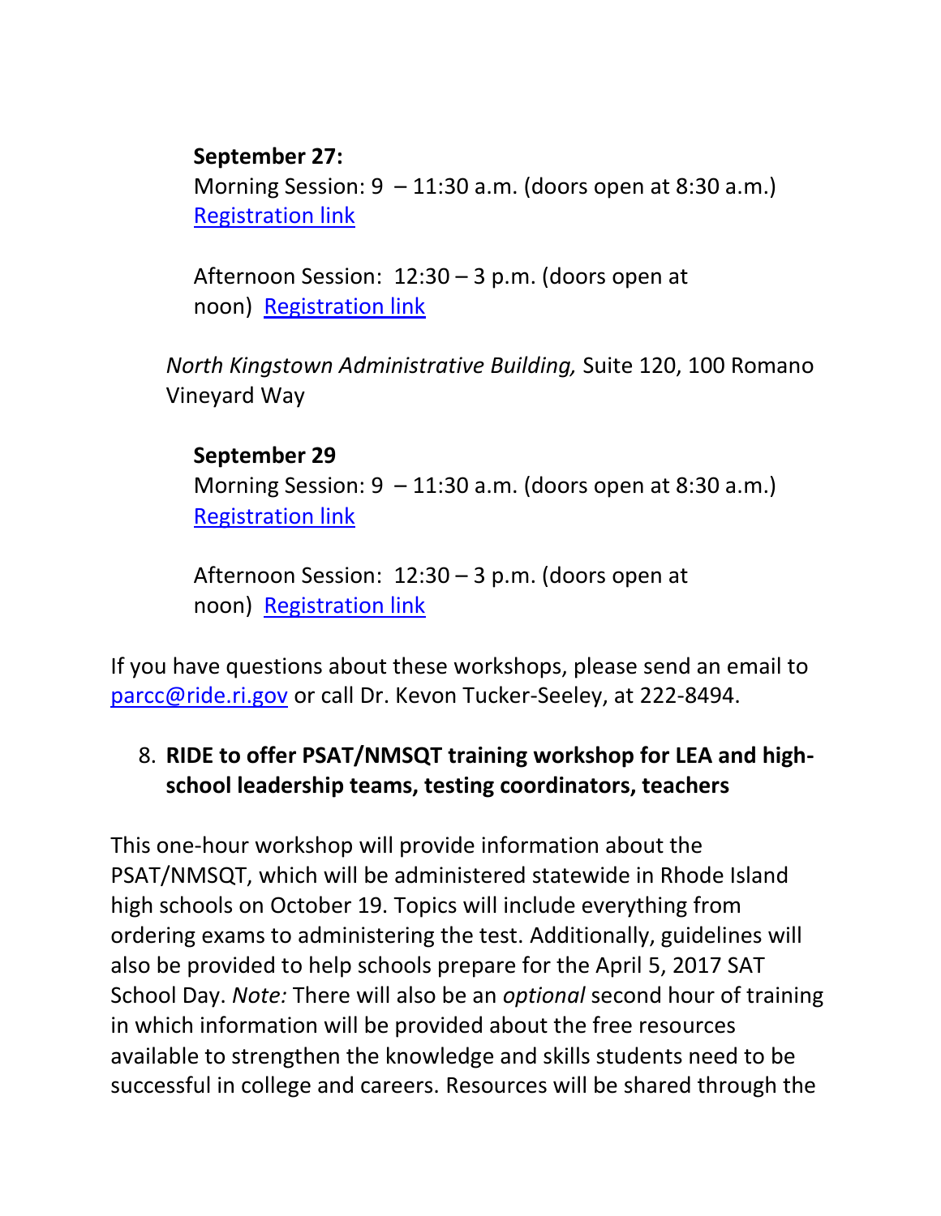**September 27:**
Morning Session: 9 – 11:30 a.m. (doors open at 8:30 a.m.)
Registration link

Afternoon Session: 12:30 – 3 p.m. (doors open at noon) Registration link

*North Kingstown Administrative Building,* Suite 120, 100 Romano Vineyard Way

**September 29**
Morning Session: 9 – 11:30 a.m. (doors open at 8:30 a.m.)
Registration link

Afternoon Session: 12:30 – 3 p.m. (doors open at noon) Registration link

If you have questions about these workshops, please send an email to parcc@ride.ri.gov or call Dr. Kevon Tucker-Seeley, at 222-8494.

8. **RIDE to offer PSAT/NMSQT training workshop for LEA and high-school leadership teams, testing coordinators, teachers**

This one-hour workshop will provide information about the PSAT/NMSQT, which will be administered statewide in Rhode Island high schools on October 19. Topics will include everything from ordering exams to administering the test. Additionally, guidelines will also be provided to help schools prepare for the April 5, 2017 SAT School Day. *Note:* There will also be an *optional* second hour of training in which information will be provided about the free resources available to strengthen the knowledge and skills students need to be successful in college and careers. Resources will be shared through the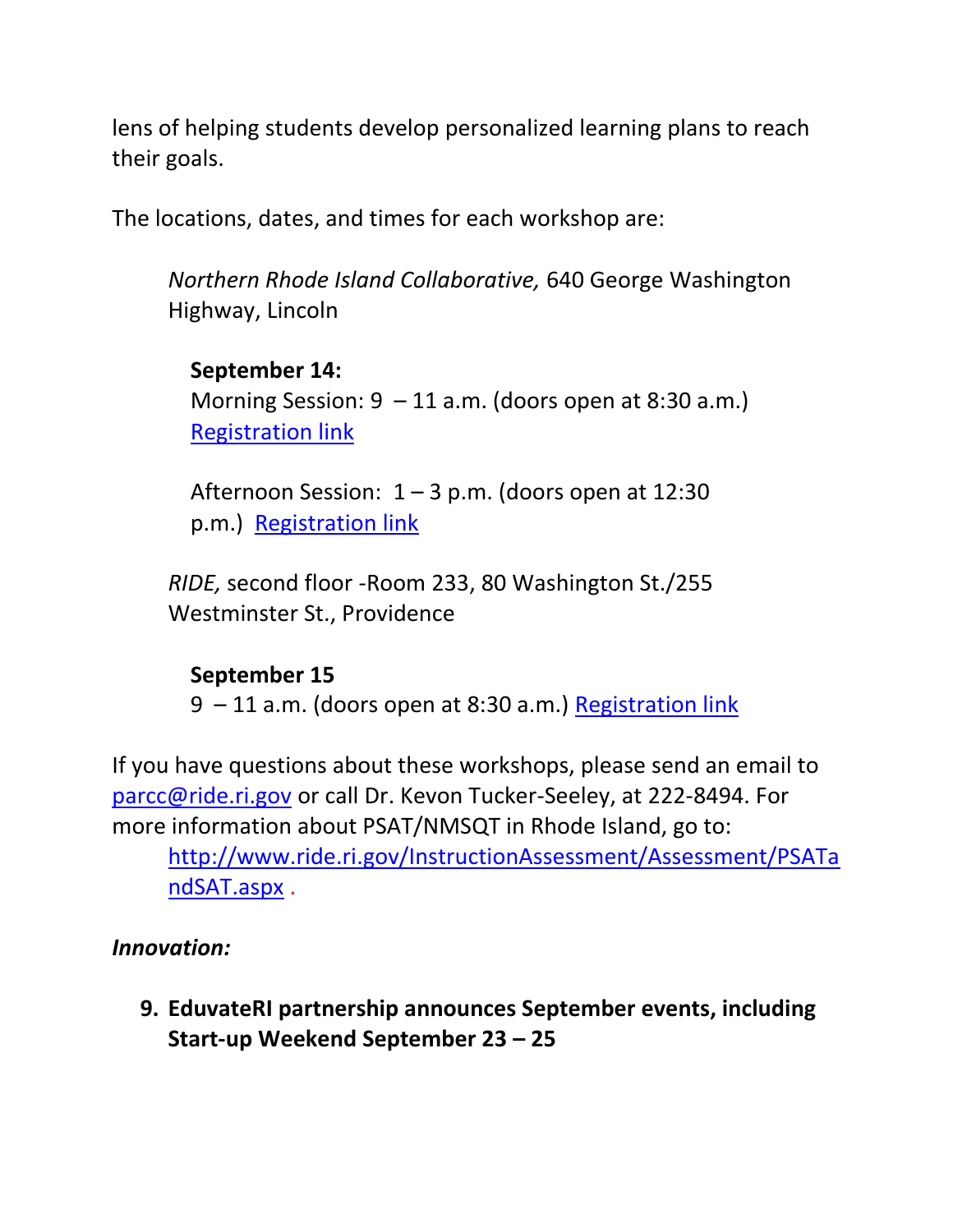lens of helping students develop personalized learning plans to reach their goals.

The locations, dates, and times for each workshop are:

*Northern Rhode Island Collaborative,* 640 George Washington Highway, Lincoln

**September 14:**
Morning Session: 9 – 11 a.m. (doors open at 8:30 a.m.) Registration link

Afternoon Session: 1 – 3 p.m. (doors open at 12:30 p.m.) Registration link

*RIDE,* second floor -Room 233, 80 Washington St./255 Westminster St., Providence

**September 15**
9 – 11 a.m. (doors open at 8:30 a.m.) Registration link

If you have questions about these workshops, please send an email to parcc@ride.ri.gov or call Dr. Kevon Tucker-Seeley, at 222-8494. For more information about PSAT/NMSQT in Rhode Island, go to: http://www.ride.ri.gov/InstructionAssessment/Assessment/PSATandSAT.aspx .

***Innovation:***

9. **EduvateRI partnership announces September events, including Start-up Weekend September 23 – 25**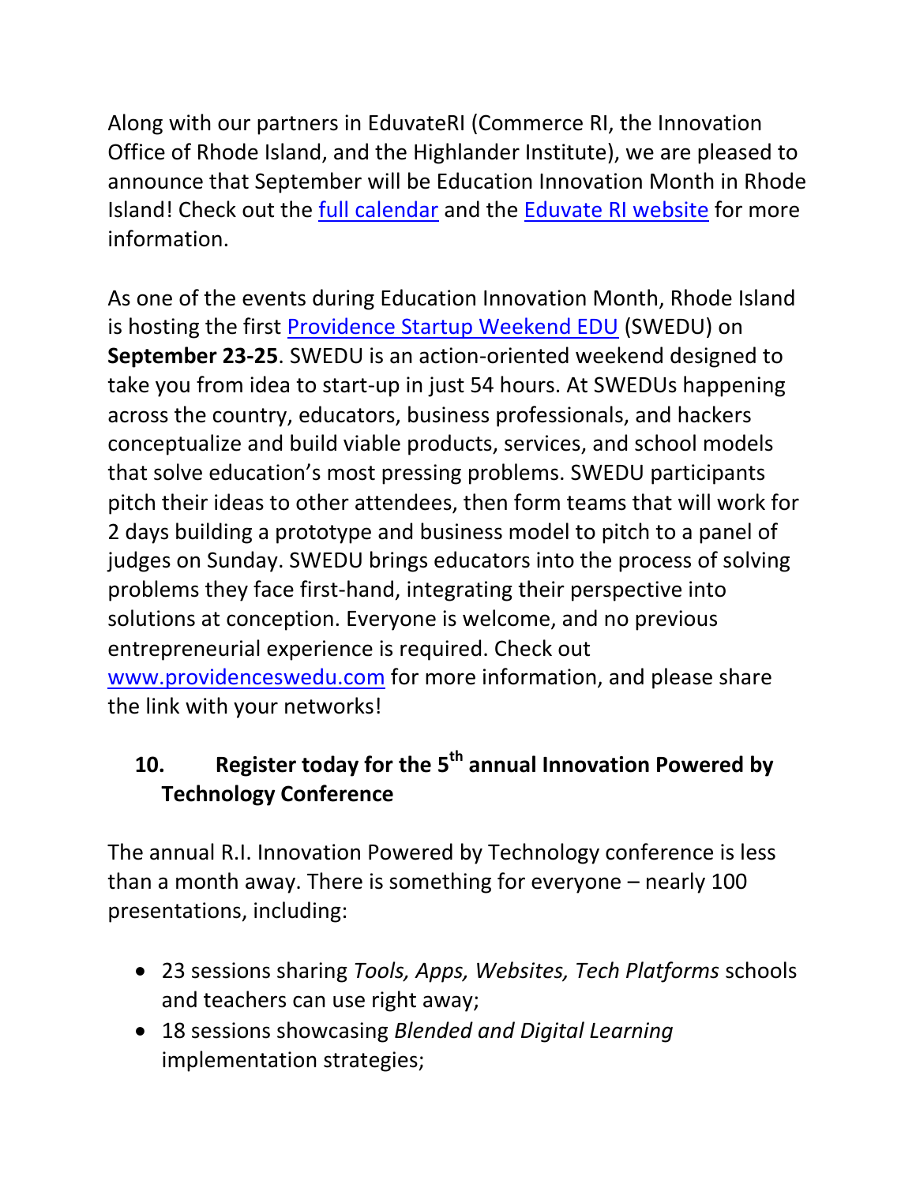Along with our partners in EduvateRI (Commerce RI, the Innovation Office of Rhode Island, and the Highlander Institute), we are pleased to announce that September will be Education Innovation Month in Rhode Island! Check out the full calendar and the Eduvate RI website for more information.

As one of the events during Education Innovation Month, Rhode Island is hosting the first Providence Startup Weekend EDU (SWEDU) on **September 23-25**. SWEDU is an action-oriented weekend designed to take you from idea to start-up in just 54 hours. At SWEDUs happening across the country, educators, business professionals, and hackers conceptualize and build viable products, services, and school models that solve education's most pressing problems. SWEDU participants pitch their ideas to other attendees, then form teams that will work for 2 days building a prototype and business model to pitch to a panel of judges on Sunday. SWEDU brings educators into the process of solving problems they face first-hand, integrating their perspective into solutions at conception. Everyone is welcome, and no previous entrepreneurial experience is required. Check out www.providenceswedu.com for more information, and please share the link with your networks!

## 10. Register today for the 5th annual Innovation Powered by Technology Conference

The annual R.I. Innovation Powered by Technology conference is less than a month away. There is something for everyone – nearly 100 presentations, including:

- 23 sessions sharing *Tools, Apps, Websites, Tech Platforms* schools and teachers can use right away;
- 18 sessions showcasing *Blended and Digital Learning* implementation strategies;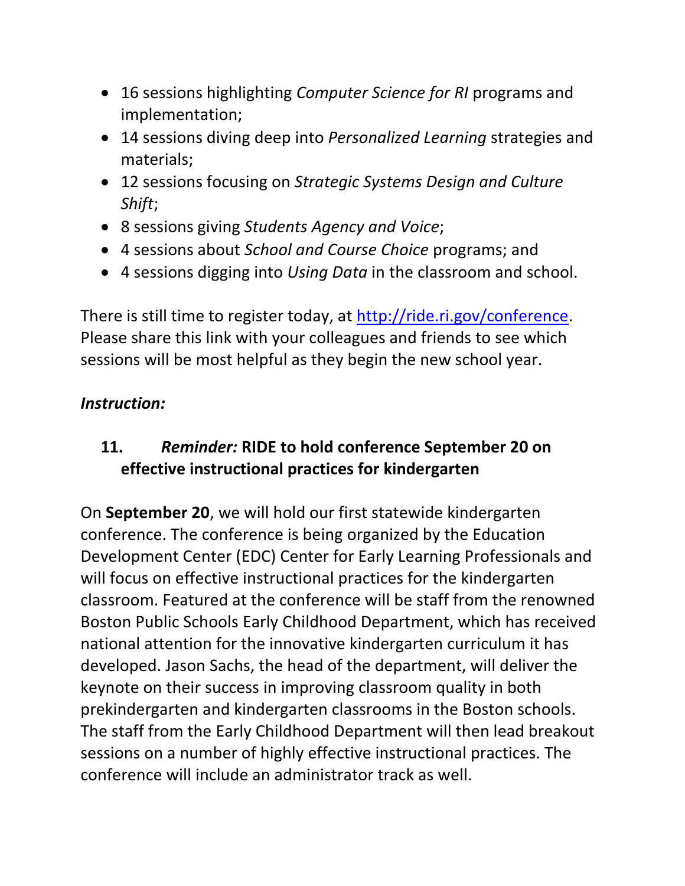- 16 sessions highlighting *Computer Science for RI* programs and implementation;
- 14 sessions diving deep into *Personalized Learning* strategies and materials;
- 12 sessions focusing on *Strategic Systems Design and Culture Shift*;
- 8 sessions giving *Students Agency and Voice*;
- 4 sessions about *School and Course Choice* programs; and
- 4 sessions digging into *Using Data* in the classroom and school.

There is still time to register today, at [http://ride.ri.gov/conference](http://ride.ri.gov/conference). Please share this link with your colleagues and friends to see which sessions will be most helpful as they begin the new school year.

***Instruction:***

### 11. *Reminder:* RIDE to hold conference September 20 on effective instructional practices for kindergarten

On **September 20**, we will hold our first statewide kindergarten conference. The conference is being organized by the Education Development Center (EDC) Center for Early Learning Professionals and will focus on effective instructional practices for the kindergarten classroom. Featured at the conference will be staff from the renowned Boston Public Schools Early Childhood Department, which has received national attention for the innovative kindergarten curriculum it has developed. Jason Sachs, the head of the department, will deliver the keynote on their success in improving classroom quality in both prekindergarten and kindergarten classrooms in the Boston schools. The staff from the Early Childhood Department will then lead breakout sessions on a number of highly effective instructional practices. The conference will include an administrator track as well.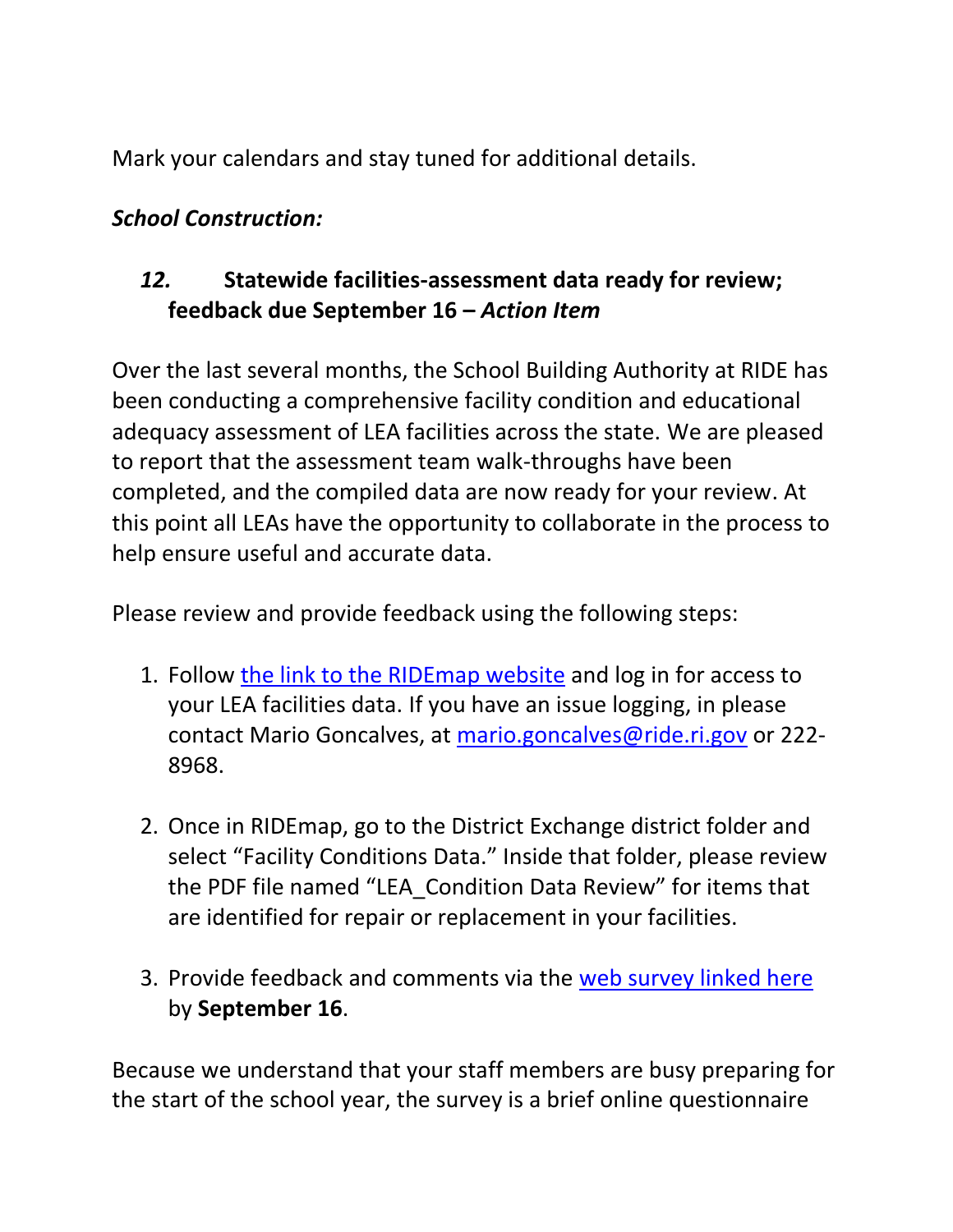Mark your calendars and stay tuned for additional details.

***School Construction:***

### *12.* Statewide facilities-assessment data ready for review; feedback due September 16 – *Action Item*

Over the last several months, the School Building Authority at RIDE has been conducting a comprehensive facility condition and educational adequacy assessment of LEA facilities across the state. We are pleased to report that the assessment team walk-throughs have been completed, and the compiled data are now ready for your review. At this point all LEAs have the opportunity to collaborate in the process to help ensure useful and accurate data.

Please review and provide feedback using the following steps:

1. Follow the link to the RIDEmap website and log in for access to your LEA facilities data. If you have an issue logging, in please contact Mario Goncalves, at mario.goncalves@ride.ri.gov or 222-8968.

2. Once in RIDEmap, go to the District Exchange district folder and select "Facility Conditions Data." Inside that folder, please review the PDF file named "LEA_Condition Data Review" for items that are identified for repair or replacement in your facilities.

3. Provide feedback and comments via the web survey linked here by **September 16**.

Because we understand that your staff members are busy preparing for the start of the school year, the survey is a brief online questionnaire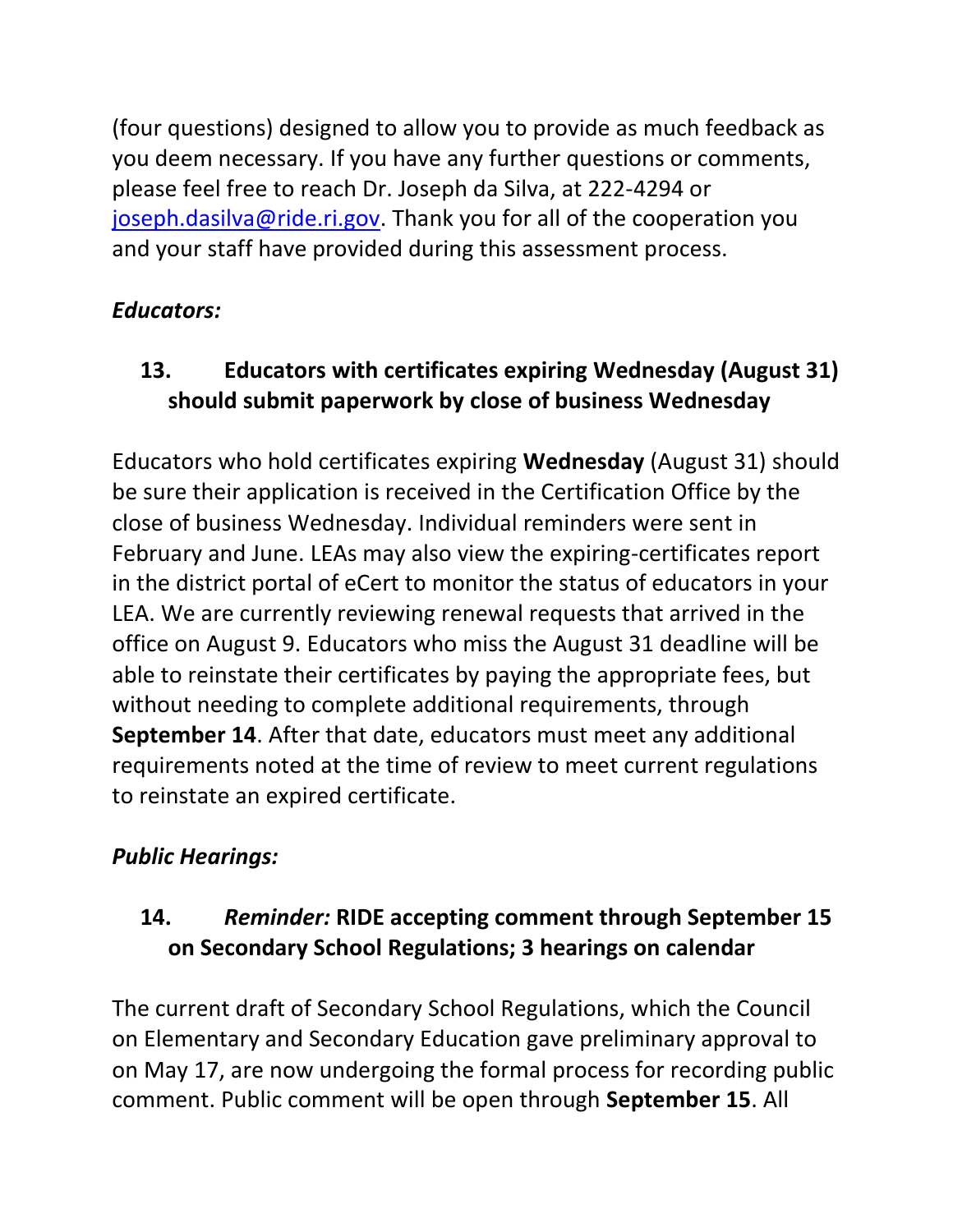(four questions) designed to allow you to provide as much feedback as you deem necessary. If you have any further questions or comments, please feel free to reach Dr. Joseph da Silva, at 222-4294 or joseph.dasilva@ride.ri.gov. Thank you for all of the cooperation you and your staff have provided during this assessment process.

*Educators:*

### 13. Educators with certificates expiring Wednesday (August 31) should submit paperwork by close of business Wednesday

Educators who hold certificates expiring **Wednesday** (August 31) should be sure their application is received in the Certification Office by the close of business Wednesday. Individual reminders were sent in February and June. LEAs may also view the expiring-certificates report in the district portal of eCert to monitor the status of educators in your LEA. We are currently reviewing renewal requests that arrived in the office on August 9. Educators who miss the August 31 deadline will be able to reinstate their certificates by paying the appropriate fees, but without needing to complete additional requirements, through **September 14**. After that date, educators must meet any additional requirements noted at the time of review to meet current regulations to reinstate an expired certificate.

*Public Hearings:*

### 14. *Reminder:* RIDE accepting comment through September 15 on Secondary School Regulations; 3 hearings on calendar

The current draft of Secondary School Regulations, which the Council on Elementary and Secondary Education gave preliminary approval to on May 17, are now undergoing the formal process for recording public comment. Public comment will be open through **September 15**. All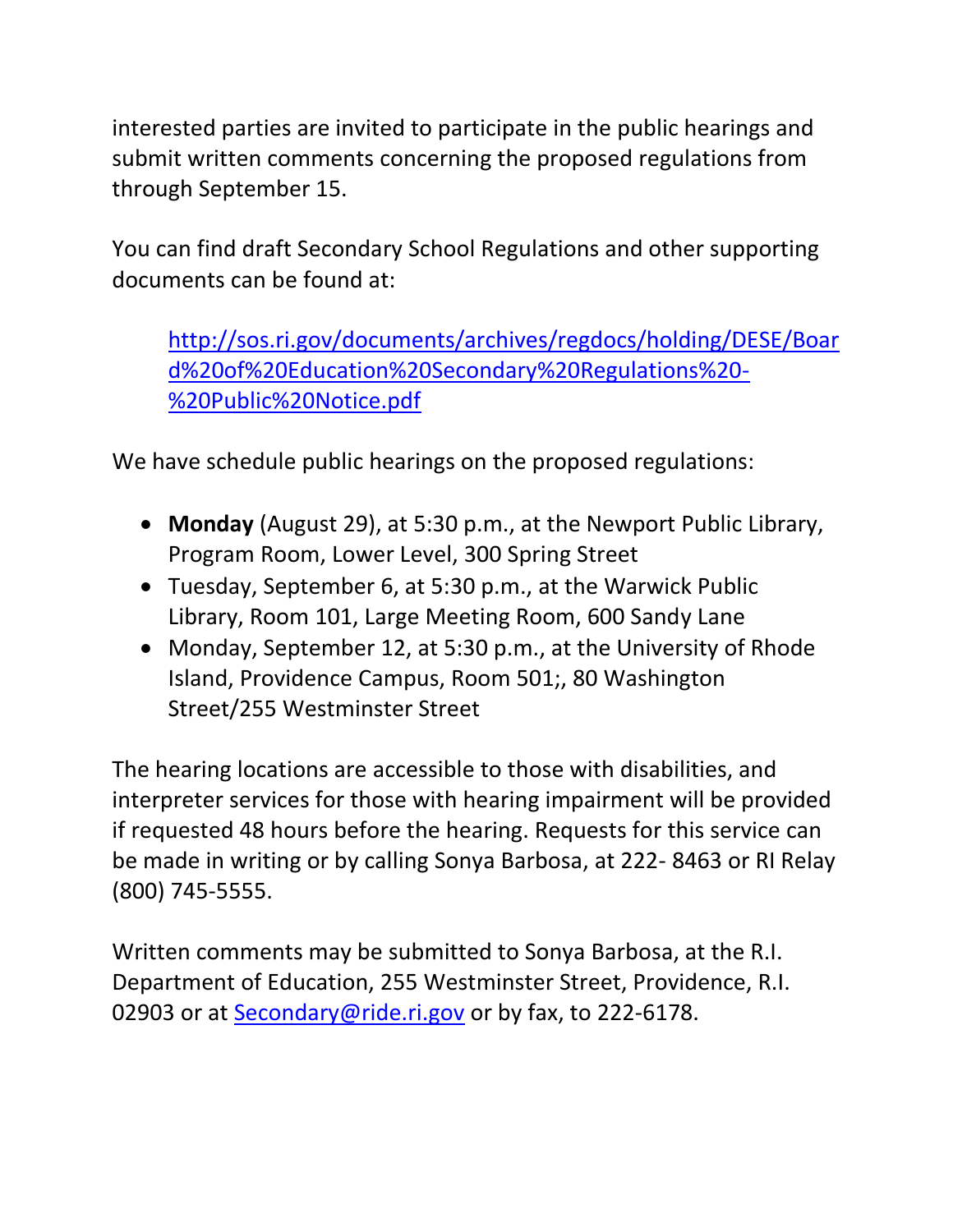interested parties are invited to participate in the public hearings and submit written comments concerning the proposed regulations from through September 15.

You can find draft Secondary School Regulations and other supporting documents can be found at:

> [http://sos.ri.gov/documents/archives/regdocs/holding/DESE/Board%20of%20Education%20Secondary%20Regulations%20-%20Public%20Notice.pdf](http://sos.ri.gov/documents/archives/regdocs/holding/DESE/Board%20of%20Education%20Secondary%20Regulations%20-%20Public%20Notice.pdf)

We have schedule public hearings on the proposed regulations:

- **Monday** (August 29), at 5:30 p.m., at the Newport Public Library, Program Room, Lower Level, 300 Spring Street
- Tuesday, September 6, at 5:30 p.m., at the Warwick Public Library, Room 101, Large Meeting Room, 600 Sandy Lane
- Monday, September 12, at 5:30 p.m., at the University of Rhode Island, Providence Campus, Room 501;, 80 Washington Street/255 Westminster Street

The hearing locations are accessible to those with disabilities, and interpreter services for those with hearing impairment will be provided if requested 48 hours before the hearing. Requests for this service can be made in writing or by calling Sonya Barbosa, at 222- 8463 or RI Relay (800) 745-5555.

Written comments may be submitted to Sonya Barbosa, at the R.I. Department of Education, 255 Westminster Street, Providence, R.I. 02903 or at [Secondary@ride.ri.gov](mailto:Secondary@ride.ri.gov) or by fax, to 222-6178.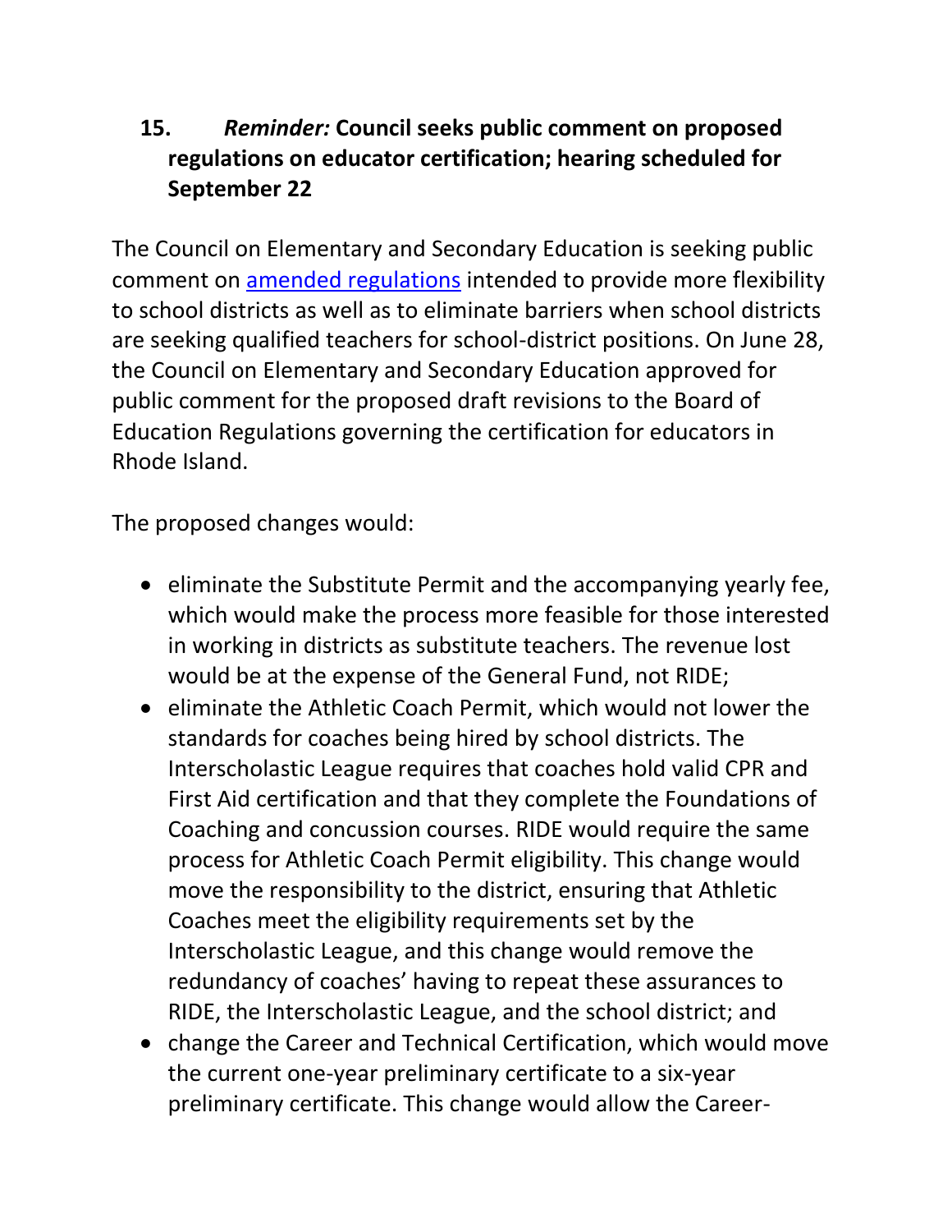## 15. *Reminder:* Council seeks public comment on proposed regulations on educator certification; hearing scheduled for September 22

The Council on Elementary and Secondary Education is seeking public comment on [amended regulations] intended to provide more flexibility to school districts as well as to eliminate barriers when school districts are seeking qualified teachers for school-district positions. On June 28, the Council on Elementary and Secondary Education approved for public comment for the proposed draft revisions to the Board of Education Regulations governing the certification for educators in Rhode Island.

The proposed changes would:

- eliminate the Substitute Permit and the accompanying yearly fee, which would make the process more feasible for those interested in working in districts as substitute teachers. The revenue lost would be at the expense of the General Fund, not RIDE;
- eliminate the Athletic Coach Permit, which would not lower the standards for coaches being hired by school districts. The Interscholastic League requires that coaches hold valid CPR and First Aid certification and that they complete the Foundations of Coaching and concussion courses. RIDE would require the same process for Athletic Coach Permit eligibility. This change would move the responsibility to the district, ensuring that Athletic Coaches meet the eligibility requirements set by the Interscholastic League, and this change would remove the redundancy of coaches' having to repeat these assurances to RIDE, the Interscholastic League, and the school district; and
- change the Career and Technical Certification, which would move the current one-year preliminary certificate to a six-year preliminary certificate. This change would allow the Career-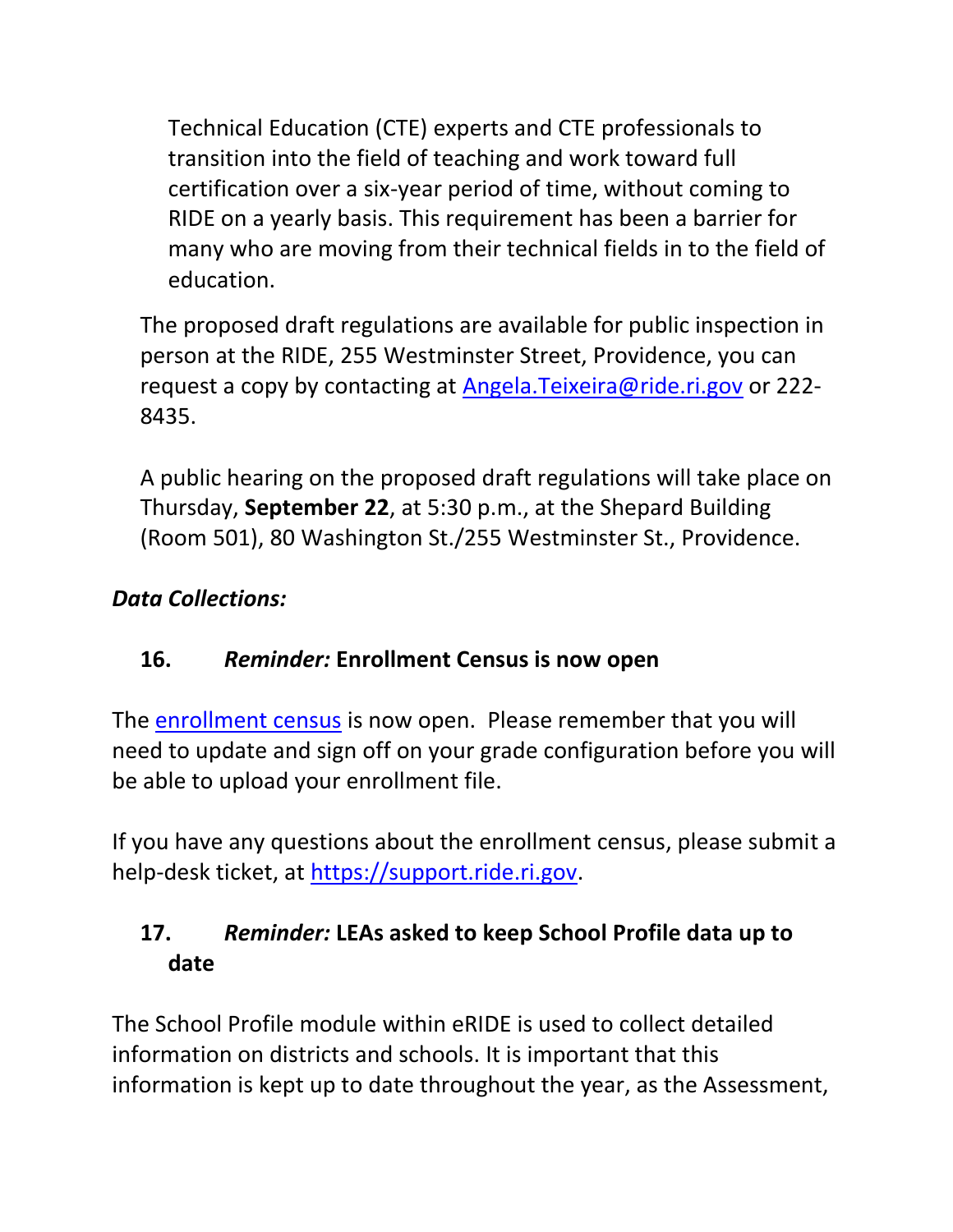Technical Education (CTE) experts and CTE professionals to transition into the field of teaching and work toward full certification over a six-year period of time, without coming to RIDE on a yearly basis. This requirement has been a barrier for many who are moving from their technical fields in to the field of education.

The proposed draft regulations are available for public inspection in person at the RIDE, 255 Westminster Street, Providence, you can request a copy by contacting at [Angela.Teixeira@ride.ri.gov](mailto:Angela.Teixeira@ride.ri.gov) or 222-8435.

A public hearing on the proposed draft regulations will take place on Thursday, **September 22**, at 5:30 p.m., at the Shepard Building (Room 501), 80 Washington St./255 Westminster St., Providence.

***Data Collections:***

### 16. *Reminder:* Enrollment Census is now open

The [enrollment census](#) is now open. Please remember that you will need to update and sign off on your grade configuration before you will be able to upload your enrollment file.

If you have any questions about the enrollment census, please submit a help-desk ticket, at [https://support.ride.ri.gov](https://support.ride.ri.gov).

### 17. *Reminder:* LEAs asked to keep School Profile data up to date

The School Profile module within eRIDE is used to collect detailed information on districts and schools. It is important that this information is kept up to date throughout the year, as the Assessment,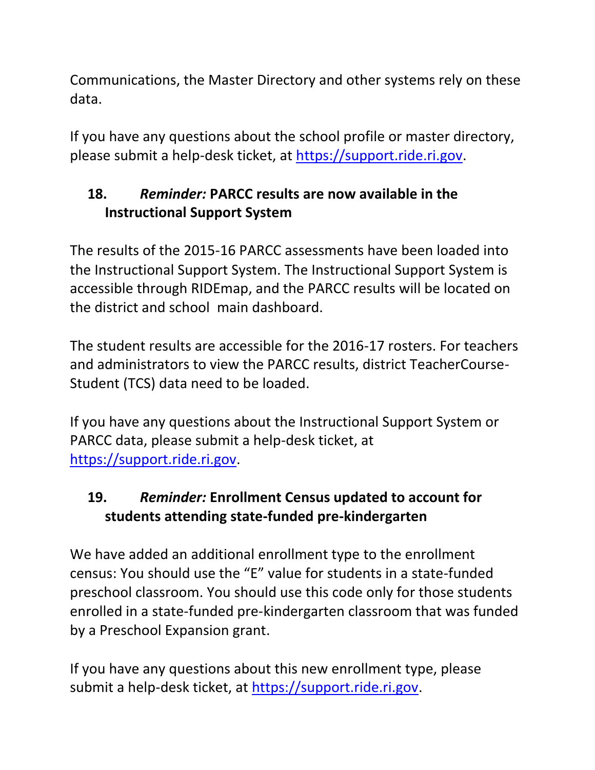Communications, the Master Directory and other systems rely on these data.

If you have any questions about the school profile or master directory, please submit a help-desk ticket, at https://support.ride.ri.gov.

## 18. *Reminder:* PARCC results are now available in the Instructional Support System

The results of the 2015-16 PARCC assessments have been loaded into the Instructional Support System. The Instructional Support System is accessible through RIDEmap, and the PARCC results will be located on the district and school main dashboard.

The student results are accessible for the 2016-17 rosters. For teachers and administrators to view the PARCC results, district TeacherCourse-Student (TCS) data need to be loaded.

If you have any questions about the Instructional Support System or PARCC data, please submit a help-desk ticket, at https://support.ride.ri.gov.

## 19. *Reminder:* Enrollment Census updated to account for students attending state-funded pre-kindergarten

We have added an additional enrollment type to the enrollment census: You should use the "E" value for students in a state-funded preschool classroom. You should use this code only for those students enrolled in a state-funded pre-kindergarten classroom that was funded by a Preschool Expansion grant.

If you have any questions about this new enrollment type, please submit a help-desk ticket, at https://support.ride.ri.gov.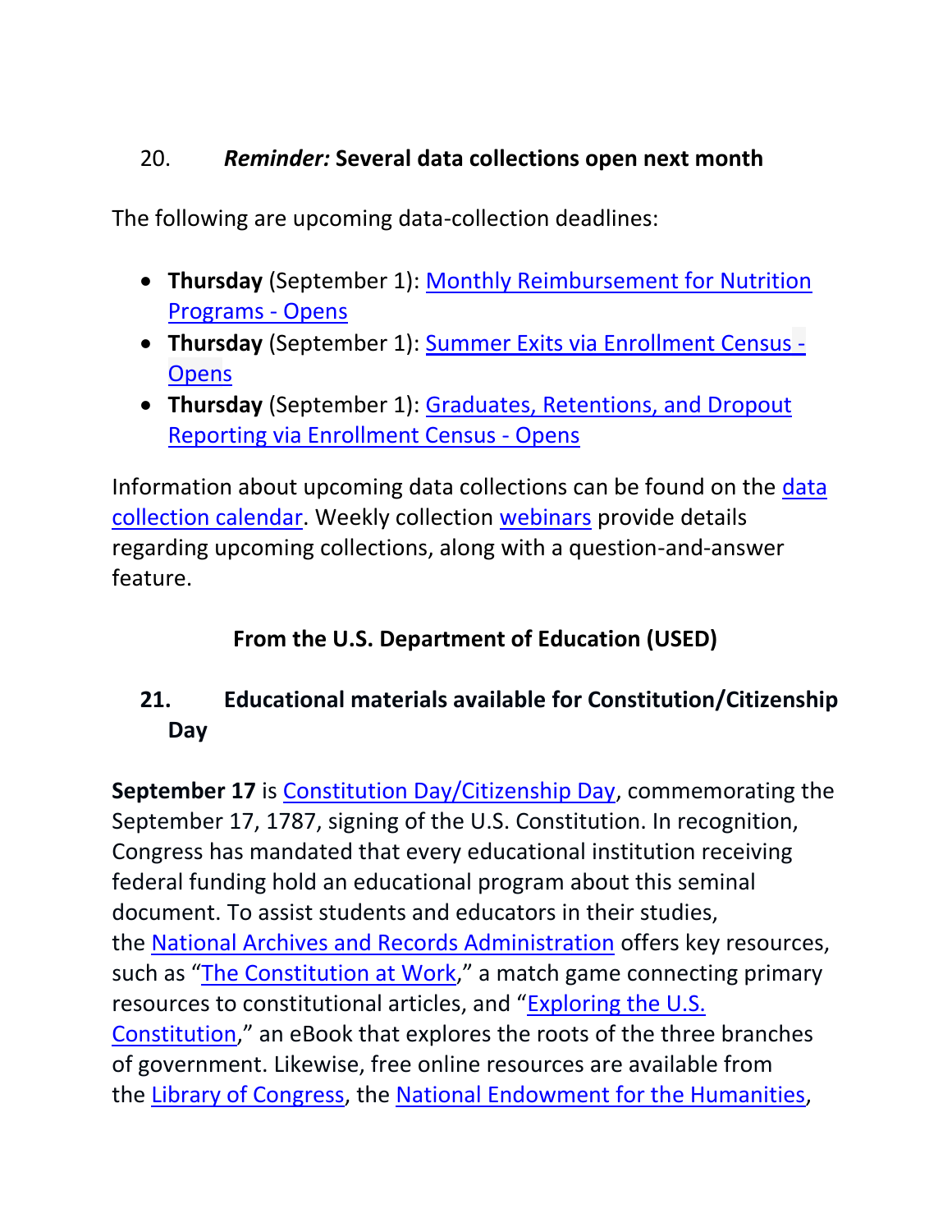### 20. *Reminder:* Several data collections open next month

The following are upcoming data-collection deadlines:

- **Thursday** (September 1): Monthly Reimbursement for Nutrition Programs - Opens
- **Thursday** (September 1): Summer Exits via Enrollment Census - Opens
- **Thursday** (September 1): Graduates, Retentions, and Dropout Reporting via Enrollment Census - Opens

Information about upcoming data collections can be found on the data collection calendar. Weekly collection webinars provide details regarding upcoming collections, along with a question-and-answer feature.

## From the U.S. Department of Education (USED)

### 21. Educational materials available for Constitution/Citizenship Day

**September 17** is Constitution Day/Citizenship Day, commemorating the September 17, 1787, signing of the U.S. Constitution. In recognition, Congress has mandated that every educational institution receiving federal funding hold an educational program about this seminal document. To assist students and educators in their studies, the National Archives and Records Administration offers key resources, such as "The Constitution at Work," a match game connecting primary resources to constitutional articles, and "Exploring the U.S. Constitution," an eBook that explores the roots of the three branches of government. Likewise, free online resources are available from the Library of Congress, the National Endowment for the Humanities,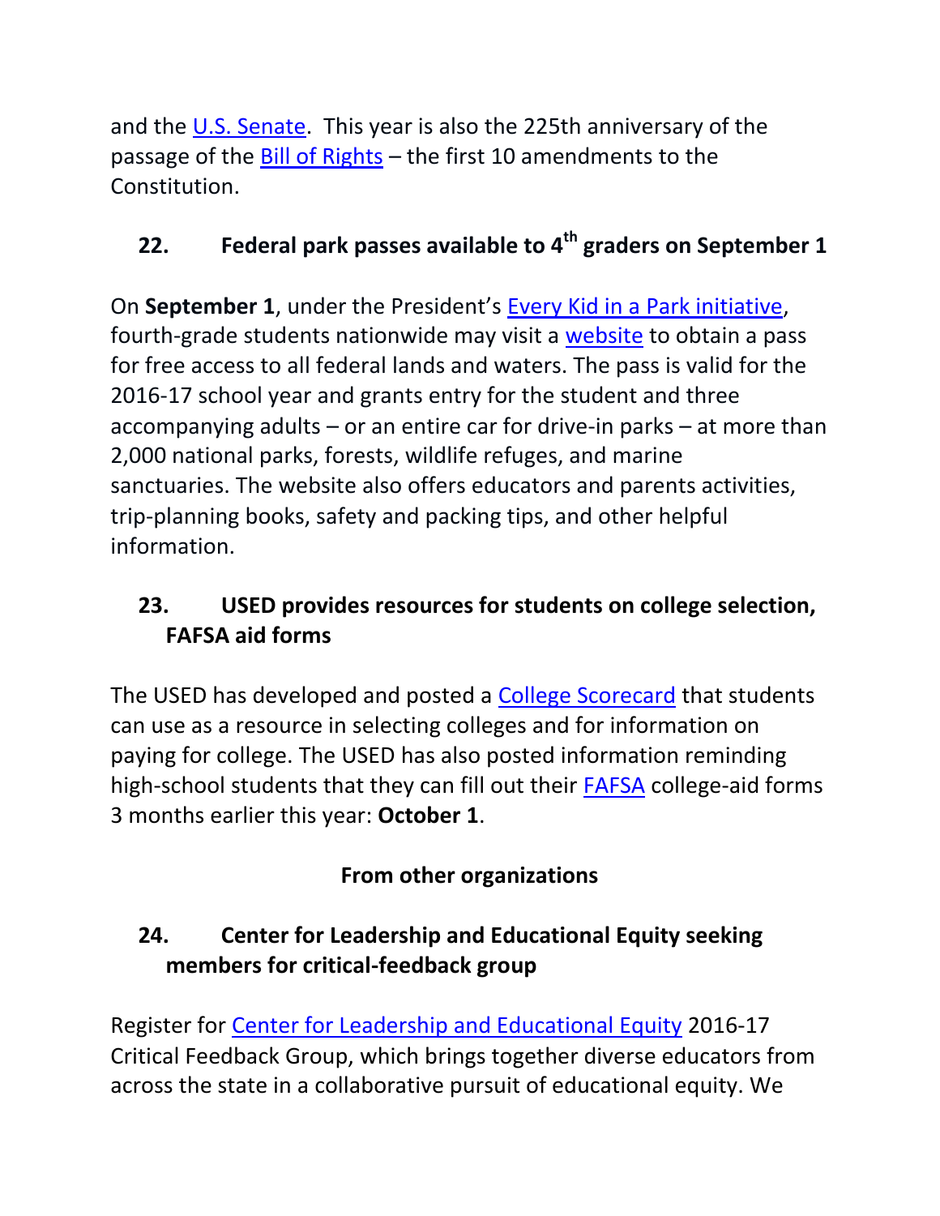and the U.S. Senate. This year is also the 225th anniversary of the passage of the Bill of Rights – the first 10 amendments to the Constitution.

### 22. Federal park passes available to 4th graders on September 1

On **September 1**, under the President's Every Kid in a Park initiative, fourth-grade students nationwide may visit a website to obtain a pass for free access to all federal lands and waters. The pass is valid for the 2016-17 school year and grants entry for the student and three accompanying adults – or an entire car for drive-in parks – at more than 2,000 national parks, forests, wildlife refuges, and marine sanctuaries. The website also offers educators and parents activities, trip-planning books, safety and packing tips, and other helpful information.

### 23. USED provides resources for students on college selection, FAFSA aid forms

The USED has developed and posted a College Scorecard that students can use as a resource in selecting colleges and for information on paying for college. The USED has also posted information reminding high-school students that they can fill out their FAFSA college-aid forms 3 months earlier this year: **October 1**.

## From other organizations

### 24. Center for Leadership and Educational Equity seeking members for critical-feedback group

Register for Center for Leadership and Educational Equity 2016-17 Critical Feedback Group, which brings together diverse educators from across the state in a collaborative pursuit of educational equity. We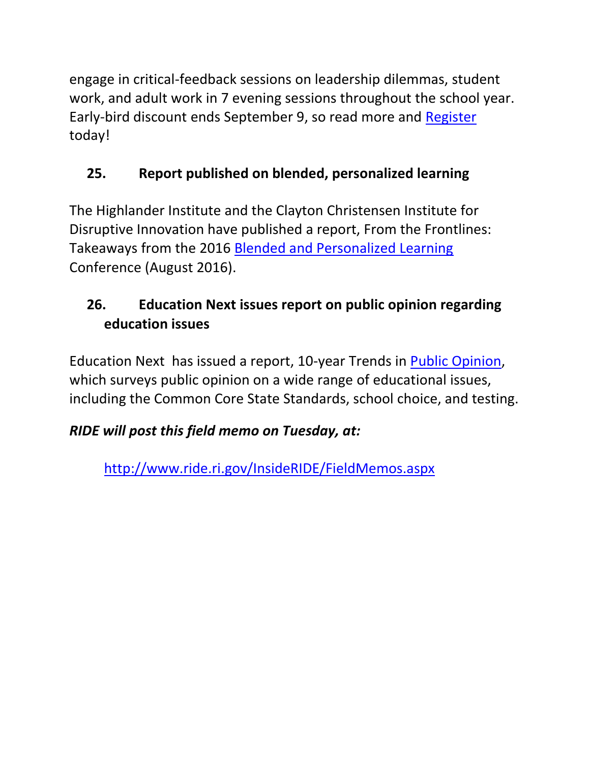engage in critical-feedback sessions on leadership dilemmas, student work, and adult work in 7 evening sessions throughout the school year. Early-bird discount ends September 9, so read more and Register today!

### 25. Report published on blended, personalized learning

The Highlander Institute and the Clayton Christensen Institute for Disruptive Innovation have published a report, From the Frontlines: Takeaways from the 2016 Blended and Personalized Learning Conference (August 2016).

### 26. Education Next issues report on public opinion regarding education issues

Education Next has issued a report, 10-year Trends in Public Opinion, which surveys public opinion on a wide range of educational issues, including the Common Core State Standards, school choice, and testing.

***RIDE will post this field memo on Tuesday, at:***

http://www.ride.ri.gov/InsideRIDE/FieldMemos.aspx